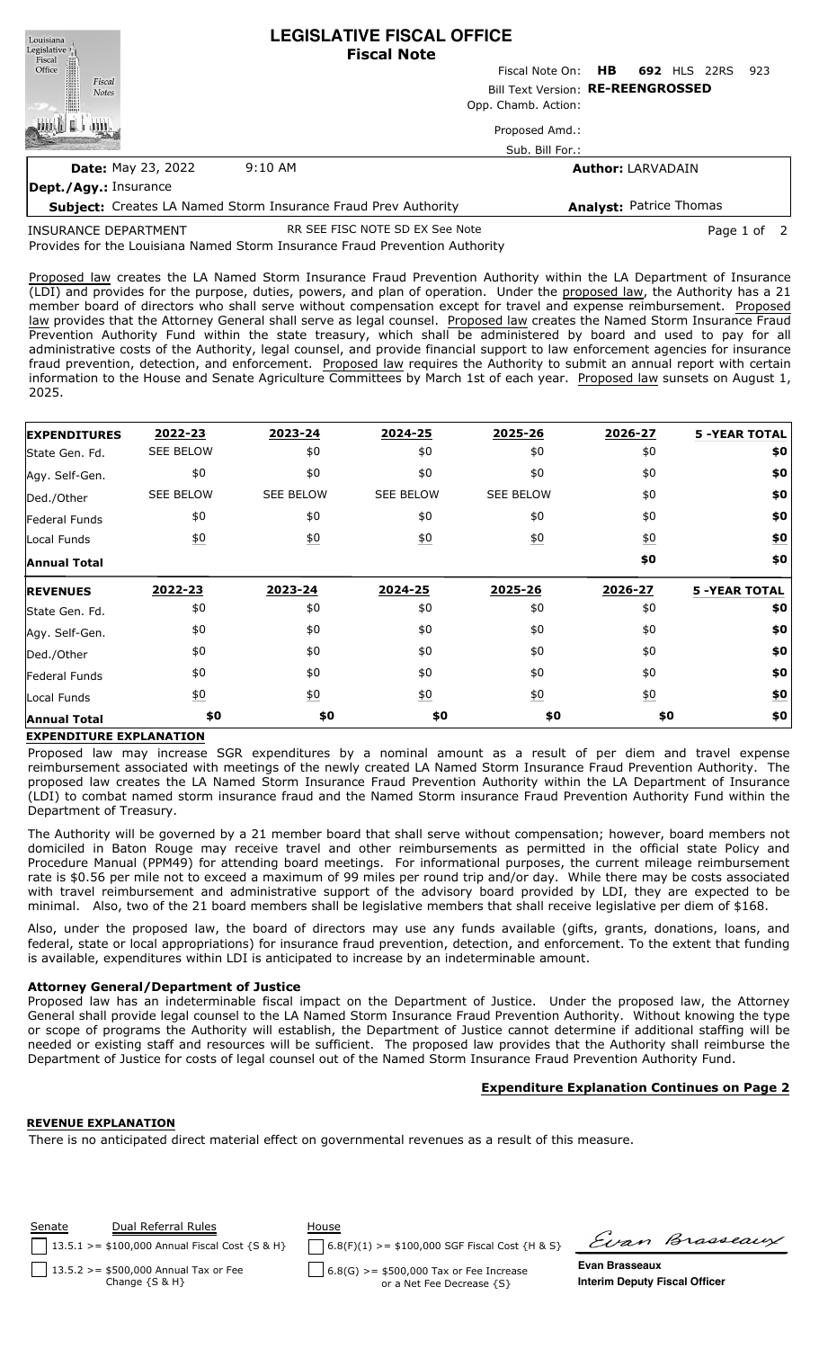# LEGISLATIVE FISCAL OFFICE
## Fiscal Note

Fiscal Note On: **HB 692** HLS 22RS 923

Bill Text Version: **RE-REENGROSSED**

Opp. Chamb. Action:

Proposed Amd.:

Sub. Bill For.:

**Date:** May 23, 2022 9:10 AM

**Author:** LARVADAIN

**Dept./Agy.:** Insurance

**Subject:** Creates LA Named Storm Insurance Fraud Prev Authority

**Analyst:** Patrice Thomas

INSURANCE DEPARTMENT RR SEE FISC NOTE SD EX See Note

Provides for the Louisiana Named Storm Insurance Fraud Prevention Authority

Proposed law creates the LA Named Storm Insurance Fraud Prevention Authority within the LA Department of Insurance (LDI) and provides for the purpose, duties, powers, and plan of operation. Under the proposed law, the Authority has a 21 member board of directors who shall serve without compensation except for travel and expense reimbursement. Proposed law provides that the Attorney General shall serve as legal counsel. Proposed law creates the Named Storm Insurance Fraud Prevention Authority Fund within the state treasury, which shall be administered by board and used to pay for all administrative costs of the Authority, legal counsel, and provide financial support to law enforcement agencies for insurance fraud prevention, detection, and enforcement. Proposed law requires the Authority to submit an annual report with certain information to the House and Senate Agriculture Committees by March 1st of each year. Proposed law sunsets on August 1, 2025.

| **EXPENDITURES** | **2022-23** | **2023-24** | **2024-25** | **2025-26** | **2026-27** | **5 -YEAR TOTAL** |
|---|---|---|---|---|---|---|
| State Gen. Fd. | SEE BELOW | $0 | $0 | $0 | $0 | **$0** |
| Agy. Self-Gen. | $0 | $0 | $0 | $0 | $0 | **$0** |
| Ded./Other | SEE BELOW | SEE BELOW | SEE BELOW | SEE BELOW | $0 | **$0** |
| Federal Funds | $0 | $0 | $0 | $0 | $0 | **$0** |
| Local Funds | $0 | $0 | $0 | $0 | $0 | **$0** |
| **Annual Total** | | | | | **$0** | **$0** |

| **REVENUES** | **2022-23** | **2023-24** | **2024-25** | **2025-26** | **2026-27** | **5 -YEAR TOTAL** |
|---|---|---|---|---|---|---|
| State Gen. Fd. | $0 | $0 | $0 | $0 | $0 | **$0** |
| Agy. Self-Gen. | $0 | $0 | $0 | $0 | $0 | **$0** |
| Ded./Other | $0 | $0 | $0 | $0 | $0 | **$0** |
| Federal Funds | $0 | $0 | $0 | $0 | $0 | **$0** |
| Local Funds | $0 | $0 | $0 | $0 | $0 | **$0** |
| **Annual Total** | **$0** | **$0** | **$0** | **$0** | **$0** | **$0** |

**EXPENDITURE EXPLANATION**

Proposed law may increase SGR expenditures by a nominal amount as a result of per diem and travel expense reimbursement associated with meetings of the newly created LA Named Storm Insurance Fraud Prevention Authority. The proposed law creates the LA Named Storm Insurance Fraud Prevention Authority within the LA Department of Insurance (LDI) to combat named storm insurance fraud and the Named Storm insurance Fraud Prevention Authority Fund within the Department of Treasury.

The Authority will be governed by a 21 member board that shall serve without compensation; however, board members not domiciled in Baton Rouge may receive travel and other reimbursements as permitted in the official state Policy and Procedure Manual (PPM49) for attending board meetings. For informational purposes, the current mileage reimbursement rate is $0.56 per mile not to exceed a maximum of 99 miles per round trip and/or day. While there may be costs associated with travel reimbursement and administrative support of the advisory board provided by LDI, they are expected to be minimal. Also, two of the 21 board members shall be legislative members that shall receive legislative per diem of $168.

Also, under the proposed law, the board of directors may use any funds available (gifts, grants, donations, loans, and federal, state or local appropriations) for insurance fraud prevention, detection, and enforcement. To the extent that funding is available, expenditures within LDI is anticipated to increase by an indeterminable amount.

**Attorney General/Department of Justice**

Proposed law has an indeterminable fiscal impact on the Department of Justice. Under the proposed law, the Attorney General shall provide legal counsel to the LA Named Storm Insurance Fraud Prevention Authority. Without knowing the type or scope of programs the Authority will establish, the Department of Justice cannot determine if additional staffing will be needed or existing staff and resources will be sufficient. The proposed law provides that the Authority shall reimburse the Department of Justice for costs of legal counsel out of the Named Storm Insurance Fraud Prevention Authority Fund.

**Expenditure Explanation Continues on Page 2**

**REVENUE EXPLANATION**

There is no anticipated direct material effect on governmental revenues as a result of this measure.

| Senate | Dual Referral Rules | House |
|---|---|---|
| | 13.5.1 >= $100,000 Annual Fiscal Cost {S & H} | 6.8(F)(1) >= $100,000 SGF Fiscal Cost {H & S} |
| | 13.5.2 >= $500,000 Annual Tax or Fee Change {S & H} | 6.8(G) >= $500,000 Tax or Fee Increase or a Net Fee Decrease {S} |

**Evan Brasseaux**
**Interim Deputy Fiscal Officer**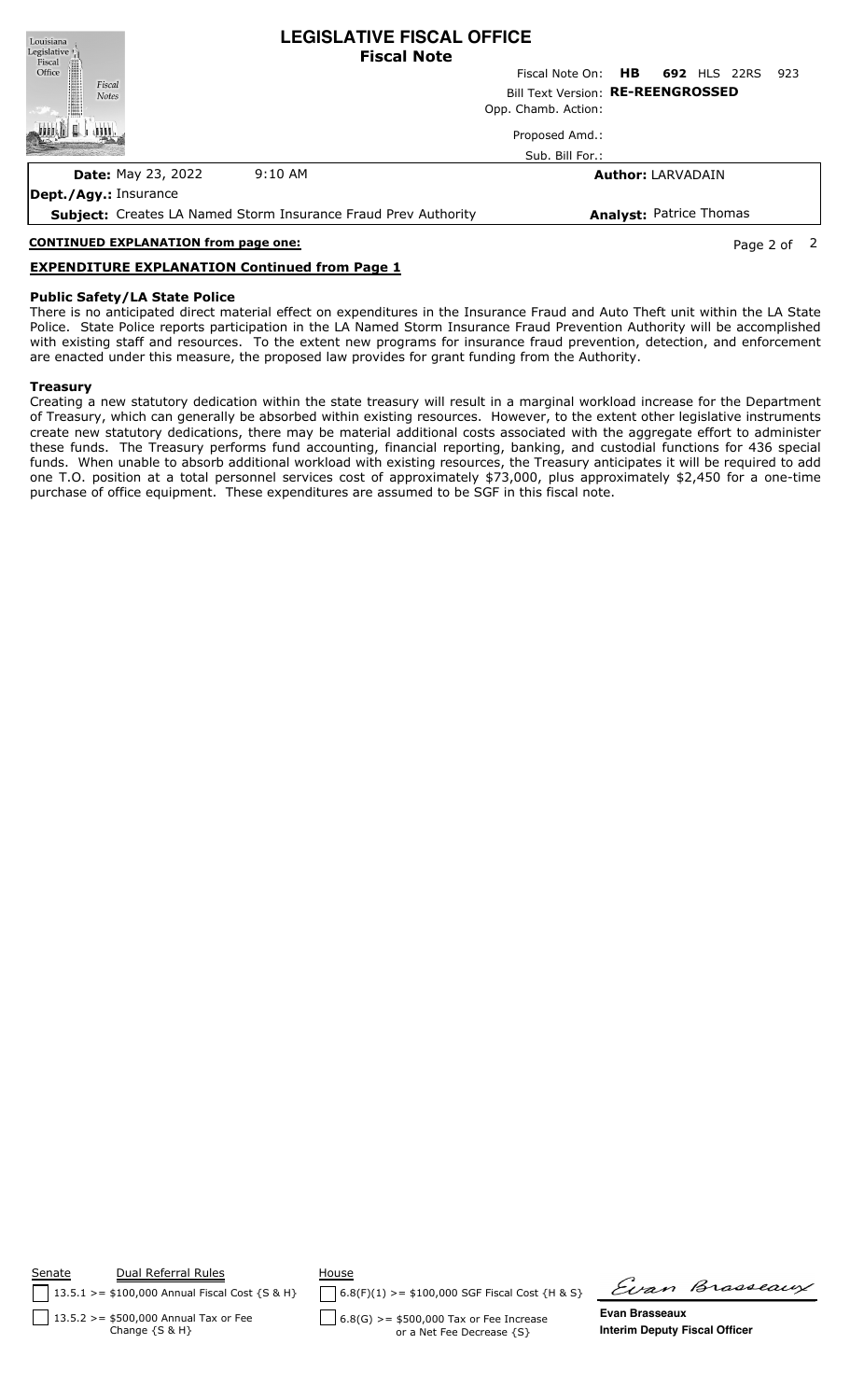# LEGISLATIVE FISCAL OFFICE
## Fiscal Note

Fiscal Note On: **HB 692** HLS 22RS 923

Bill Text Version: **RE-REENGROSSED**

Opp. Chamb. Action:

Proposed Amd.:

Sub. Bill For.:

**Date:** May 23, 2022 9:10 AM

**Author:** LARVADAIN

**Dept./Agy.:** Insurance

**Subject:** Creates LA Named Storm Insurance Fraud Prev Authority

**Analyst:** Patrice Thomas

**CONTINUED EXPLANATION from page one:**

**EXPENDITURE EXPLANATION Continued from Page 1**

**Public Safety/LA State Police**

There is no anticipated direct material effect on expenditures in the Insurance Fraud and Auto Theft unit within the LA State Police. State Police reports participation in the LA Named Storm Insurance Fraud Prevention Authority will be accomplished with existing staff and resources. To the extent new programs for insurance fraud prevention, detection, and enforcement are enacted under this measure, the proposed law provides for grant funding from the Authority.

**Treasury**

Creating a new statutory dedication within the state treasury will result in a marginal workload increase for the Department of Treasury, which can generally be absorbed within existing resources. However, to the extent other legislative instruments create new statutory dedications, there may be material additional costs associated with the aggregate effort to administer these funds. The Treasury performs fund accounting, financial reporting, banking, and custodial functions for 436 special funds. When unable to absorb additional workload with existing resources, the Treasury anticipates it will be required to add one T.O. position at a total personnel services cost of approximately $73,000, plus approximately $2,450 for a one-time purchase of office equipment. These expenditures are assumed to be SGF in this fiscal note.

Senate Dual Referral Rules

☐ 13.5.1 >= $100,000 Annual Fiscal Cost {S & H}

☐ 13.5.2 >= $500,000 Annual Tax or Fee Change {S & H}

House

☐ 6.8(F)(1) >= $100,000 SGF Fiscal Cost {H & S}

☐ 6.8(G) >= $500,000 Tax or Fee Increase or a Net Fee Decrease {S}

Evan Brasseaux

**Evan Brasseaux**
**Interim Deputy Fiscal Officer**